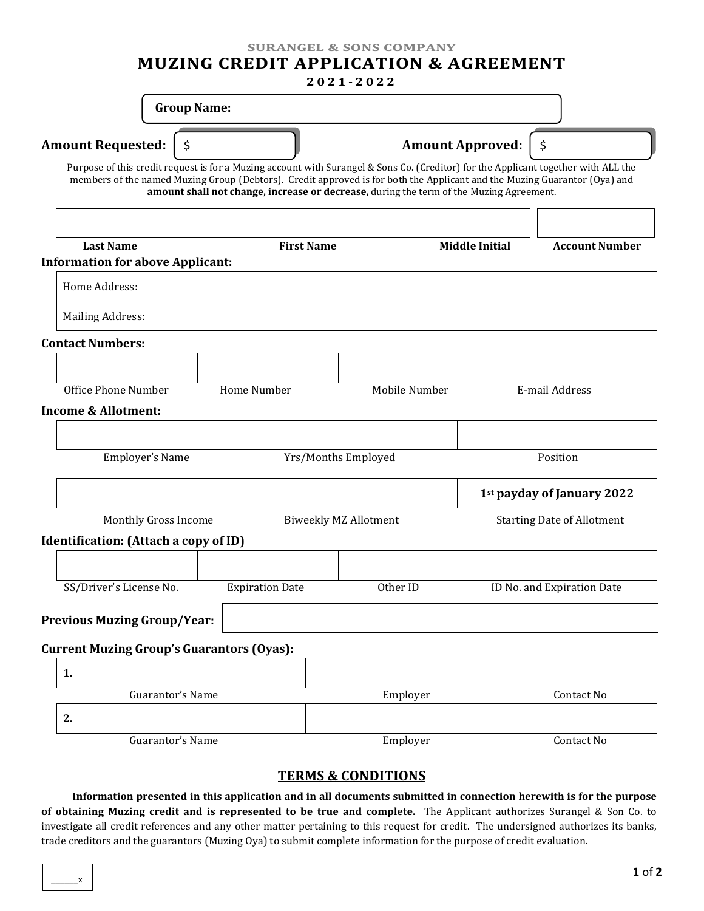SURANGEL & SONS COMPANY

# MUZING CREDIT APPLICATION & AGREEMENT

**2021-2022**

**Group Name:**

**Amount Requested:** $ **Amount Approved:** $

Purpose of this credit request is for a Muzing account with Surangel & Sons Co. (Creditor) for the Applicant together with ALL the members of the named Muzing Group (Debtors). Credit approved is for both the Applicant and the Muzing Guarantor (Oya) and **amount shall not change, increase or decrease,** during the term of the Muzing Agreement.

| | | | |
|---|---|---|---|
| **Last Name** | **First Name** | **Middle Initial** | **Account Number** |

**Information for above Applicant:**

| |
|---|
| Home Address: |
| Mailing Address: |

**Contact Numbers:**

| | | | |
|---|---|---|---|
| Office Phone Number | Home Number | Mobile Number | E-mail Address |

**Income & Allotment:**

| | | |
|---|---|---|
| Employer's Name | Yrs/Months Employed | Position |

| | | **1st payday of January 2022** |
|---|---|---|
| Monthly Gross Income | Biweekly MZ Allotment | Starting Date of Allotment |

**Identification: (Attach a copy of ID)**

| | | | |
|---|---|---|---|
| SS/Driver's License No. | Expiration Date | Other ID | ID No. and Expiration Date |

**Previous Muzing Group/Year:**

**Current Muzing Group's Guarantors (Oyas):**

| Guarantor's Name | Employer | Contact No |
|---|---|---|
| 1. | | |
| 2. | | |

## TERMS & CONDITIONS

**Information presented in this application and in all documents submitted in connection herewith is for the purpose of obtaining Muzing credit and is represented to be true and complete.** The Applicant authorizes Surangel & Son Co. to investigate all credit references and any other matter pertaining to this request for credit. The undersigned authorizes its banks, trade creditors and the guarantors (Muzing Oya) to submit complete information for the purpose of credit evaluation.

______x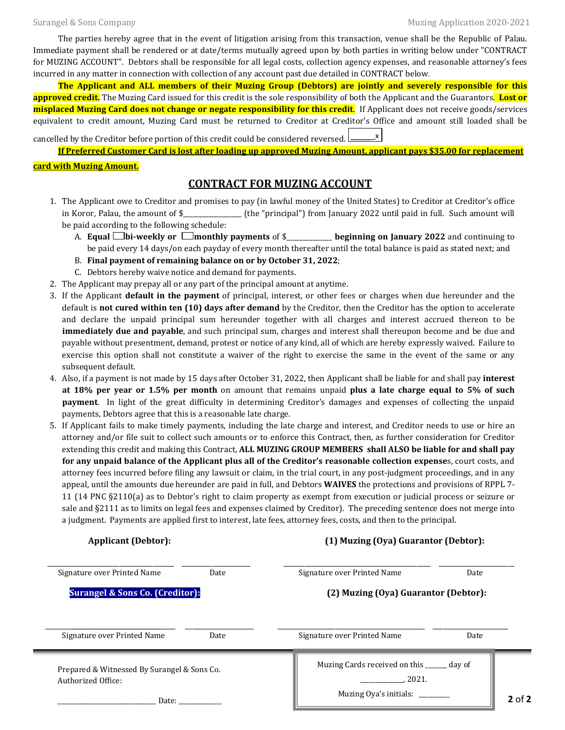The parties hereby agree that in the event of litigation arising from this transaction, venue shall be the Republic of Palau. Immediate payment shall be rendered or at date/terms mutually agreed upon by both parties in writing below under "CONTRACT for MUZING ACCOUNT". Debtors shall be responsible for all legal costs, collection agency expenses, and reasonable attorney's fees incurred in any matter in connection with collection of any account past due detailed in CONTRACT below.

**The Applicant and ALL members of their Muzing Group (Debtors) are jointly and severely responsible for this approved credit.** The Muzing Card issued for this credit is the sole responsibility of both the Applicant and the Guarantors. **Lost or misplaced Muzing Card does not change or negate responsibility for this credit**. If Applicant does not receive goods/services equivalent to credit amount, Muzing Card must be returned to Creditor at Creditor's Office and amount still loaded shall be cancelled by the Creditor before portion of this credit could be considered reversed. ______x

**If Preferred Customer Card is lost after loading up approved Muzing Amount, applicant pays $35.00 for replacement card with Muzing Amount.**

## CONTRACT FOR MUZING ACCOUNT

1. The Applicant owe to Creditor and promises to pay (in lawful money of the United States) to Creditor at Creditor's office in Koror, Palau, the amount of $_________________ (the "principal") from January 2022 until paid in full. Such amount will be paid according to the following schedule:
   A. **Equal** ☐ **bi-weekly or** ☐ **monthly payments** of $_____________ **beginning on January 2022** and continuing to be paid every 14 days/on each payday of every month thereafter until the total balance is paid as stated next; and
   B. **Final payment of remaining balance on or by October 31, 2022**;
   C. Debtors hereby waive notice and demand for payments.
2. The Applicant may prepay all or any part of the principal amount at anytime.
3. If the Applicant **default in the payment** of principal, interest, or other fees or charges when due hereunder and the default is **not cured within ten (10) days after demand** by the Creditor, then the Creditor has the option to accelerate and declare the unpaid principal sum hereunder together with all charges and interest accrued thereon to be **immediately due and payable**, and such principal sum, charges and interest shall thereupon become and be due and payable without presentment, demand, protest or notice of any kind, all of which are hereby expressly waived. Failure to exercise this option shall not constitute a waiver of the right to exercise the same in the event of the same or any subsequent default.
4. Also, if a payment is not made by 15 days after October 31, 2022, then Applicant shall be liable for and shall pay **interest at 18% per year or 1.5% per month** on amount that remains unpaid **plus a late charge equal to 5% of such payment**. In light of the great difficulty in determining Creditor's damages and expenses of collecting the unpaid payments, Debtors agree that this is a reasonable late charge.
5. If Applicant fails to make timely payments, including the late charge and interest, and Creditor needs to use or hire an attorney and/or file suit to collect such amounts or to enforce this Contract, then, as further consideration for Creditor extending this credit and making this Contract, **ALL MUZING GROUP MEMBERS shall ALSO be liable for and shall pay for any unpaid balance of the Applicant plus all of the Creditor's reasonable collection expense**s, court costs, and attorney fees incurred before filing any lawsuit or claim, in the trial court, in any post-judgment proceedings, and in any appeal, until the amounts due hereunder are paid in full, and Debtors **WAIVES** the protections and provisions of RPPL 7-11 (14 PNC §2110(a) as to Debtor's right to claim property as exempt from execution or judicial process or seizure or sale and §2111 as to limits on legal fees and expenses claimed by Creditor). The preceding sentence does not merge into a judgment. Payments are applied first to interest, late fees, attorney fees, costs, and then to the principal.

**Applicant (Debtor):**

______________________________ ________________
Signature over Printed Name Date

**(1) Muzing (Oya) Guarantor (Debtor):**

______________________________ ________________
Signature over Printed Name Date

**Surangel & Sons Co. (Creditor):**

______________________________ ________________
Signature over Printed Name Date

**(2) Muzing (Oya) Guarantor (Debtor):**

______________________________ ________________
Signature over Printed Name Date

Prepared & Witnessed By Surangel & Sons Co. Authorized Office:

______________________________ Date: ____________

Muzing Cards received on this ______ day of ____________, 2021.

Muzing Oya's initials: _________